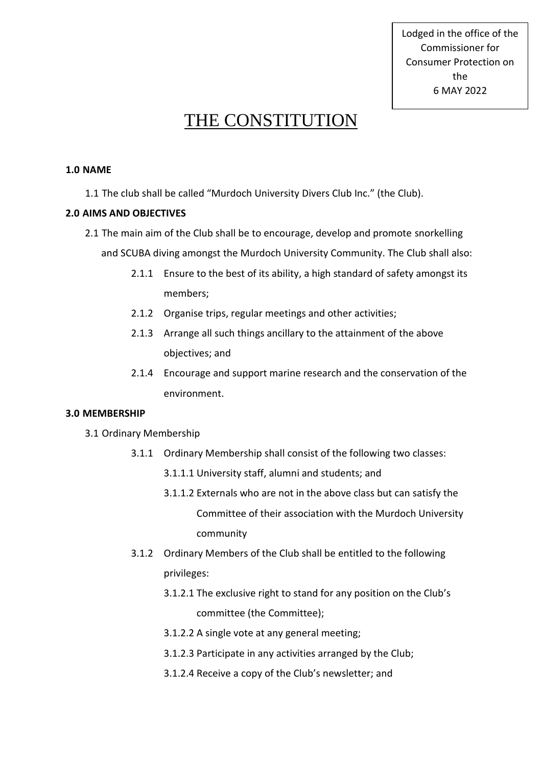Lodged in the office of the Commissioner for Consumer Protection on the 6 MAY 2022

# THE CONSTITUTION

## 1.0 NAME

1.1 The club shall be called "Murdoch University Divers Club Inc." (the Club).

## 2.0 AIMS AND OBJECTIVES

2.1 The main aim of the Club shall be to encourage, develop and promote snorkelling and SCUBA diving amongst the Murdoch University Community. The Club shall also:

- 2.1.1 Ensure to the best of its ability, a high standard of safety amongst its members;
- 2.1.2 Organise trips, regular meetings and other activities;
- 2.1.3 Arrange all such things ancillary to the attainment of the above objectives; and
- 2.1.4 Encourage and support marine research and the conservation of the environment.

## 3.0 MEMBERSHIP

3.1 Ordinary Membership

- 3.1.1 Ordinary Membership shall consist of the following two classes:
  - 3.1.1.1 University staff, alumni and students; and
  - 3.1.1.2 Externals who are not in the above class but can satisfy the Committee of their association with the Murdoch University community
- 3.1.2 Ordinary Members of the Club shall be entitled to the following privileges:
  - 3.1.2.1 The exclusive right to stand for any position on the Club's committee (the Committee);
  - 3.1.2.2 A single vote at any general meeting;
  - 3.1.2.3 Participate in any activities arranged by the Club;
  - 3.1.2.4 Receive a copy of the Club's newsletter; and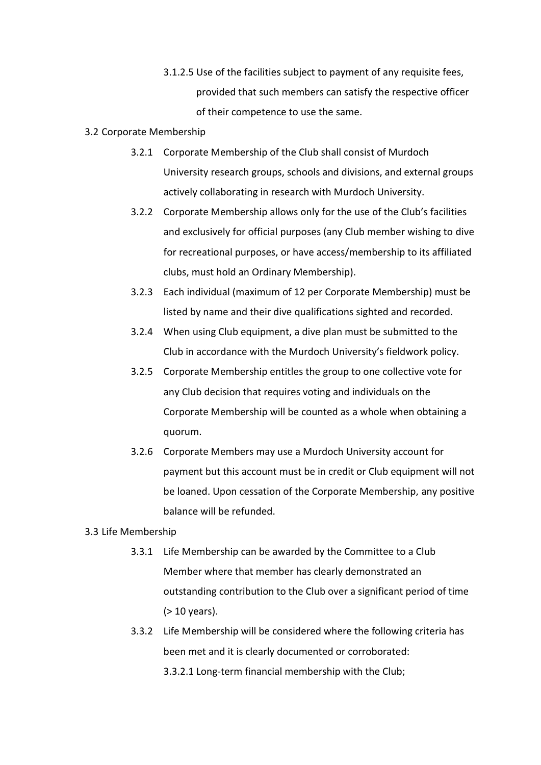3.1.2.5 Use of the facilities subject to payment of any requisite fees, provided that such members can satisfy the respective officer of their competence to use the same.

3.2 Corporate Membership

3.2.1 Corporate Membership of the Club shall consist of Murdoch University research groups, schools and divisions, and external groups actively collaborating in research with Murdoch University.

3.2.2 Corporate Membership allows only for the use of the Club's facilities and exclusively for official purposes (any Club member wishing to dive for recreational purposes, or have access/membership to its affiliated clubs, must hold an Ordinary Membership).

3.2.3 Each individual (maximum of 12 per Corporate Membership) must be listed by name and their dive qualifications sighted and recorded.

3.2.4 When using Club equipment, a dive plan must be submitted to the Club in accordance with the Murdoch University's fieldwork policy.

3.2.5 Corporate Membership entitles the group to one collective vote for any Club decision that requires voting and individuals on the Corporate Membership will be counted as a whole when obtaining a quorum.

3.2.6 Corporate Members may use a Murdoch University account for payment but this account must be in credit or Club equipment will not be loaned. Upon cessation of the Corporate Membership, any positive balance will be refunded.

3.3 Life Membership

3.3.1 Life Membership can be awarded by the Committee to a Club Member where that member has clearly demonstrated an outstanding contribution to the Club over a significant period of time (> 10 years).

3.3.2 Life Membership will be considered where the following criteria has been met and it is clearly documented or corroborated:

3.3.2.1 Long-term financial membership with the Club;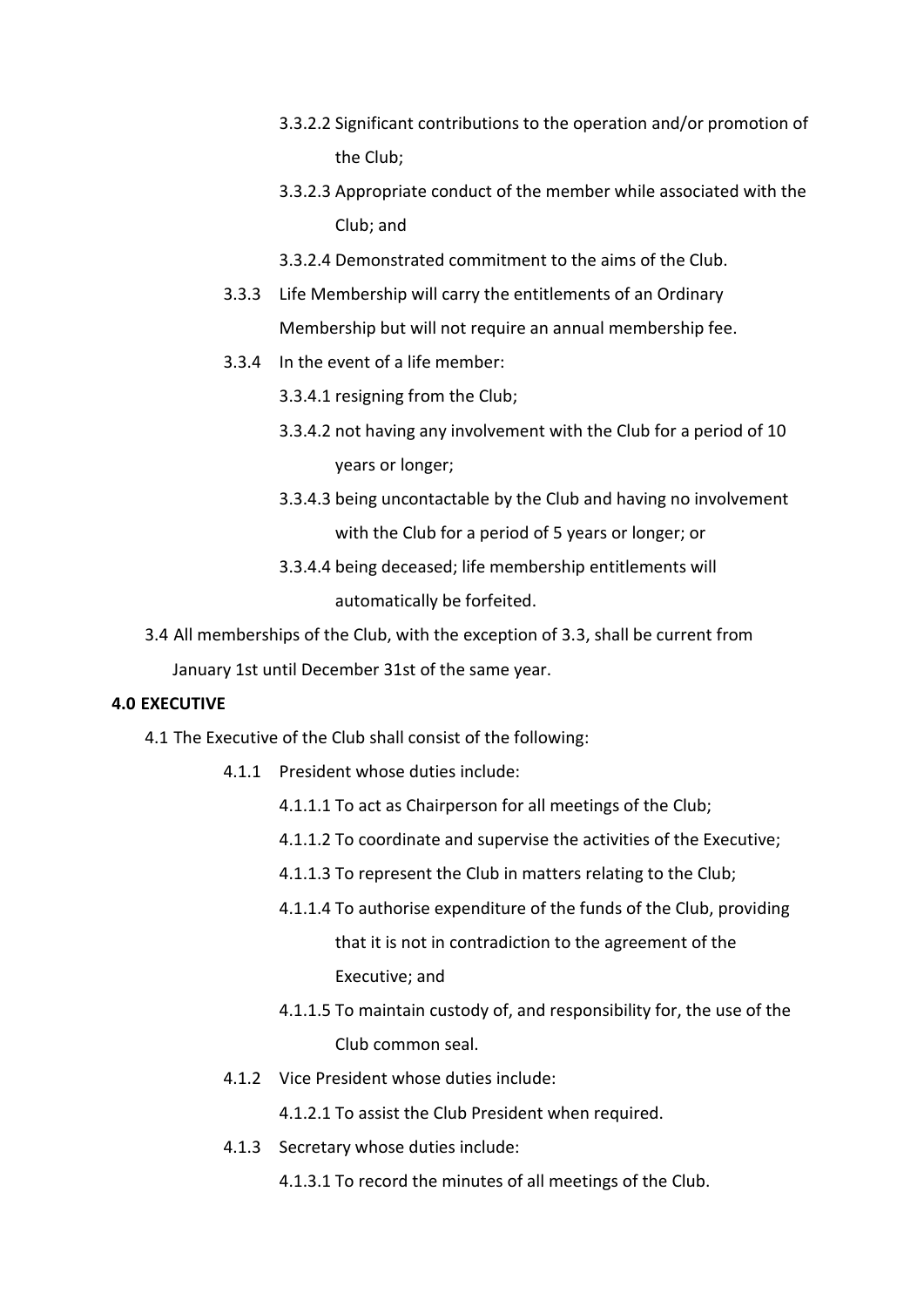- 3.3.2.2 Significant contributions to the operation and/or promotion of the Club;
- 3.3.2.3 Appropriate conduct of the member while associated with the Club; and
- 3.3.2.4 Demonstrated commitment to the aims of the Club.

3.3.3 Life Membership will carry the entitlements of an Ordinary Membership but will not require an annual membership fee.

3.3.4 In the event of a life member:

- 3.3.4.1 resigning from the Club;
- 3.3.4.2 not having any involvement with the Club for a period of 10 years or longer;
- 3.3.4.3 being uncontactable by the Club and having no involvement with the Club for a period of 5 years or longer; or
- 3.3.4.4 being deceased; life membership entitlements will automatically be forfeited.

3.4 All memberships of the Club, with the exception of 3.3, shall be current from January 1st until December 31st of the same year.

**4.0 EXECUTIVE**

4.1 The Executive of the Club shall consist of the following:

4.1.1 President whose duties include:

- 4.1.1.1 To act as Chairperson for all meetings of the Club;
- 4.1.1.2 To coordinate and supervise the activities of the Executive;
- 4.1.1.3 To represent the Club in matters relating to the Club;
- 4.1.1.4 To authorise expenditure of the funds of the Club, providing that it is not in contradiction to the agreement of the Executive; and
- 4.1.1.5 To maintain custody of, and responsibility for, the use of the Club common seal.

4.1.2 Vice President whose duties include:

- 4.1.2.1 To assist the Club President when required.

4.1.3 Secretary whose duties include:

- 4.1.3.1 To record the minutes of all meetings of the Club.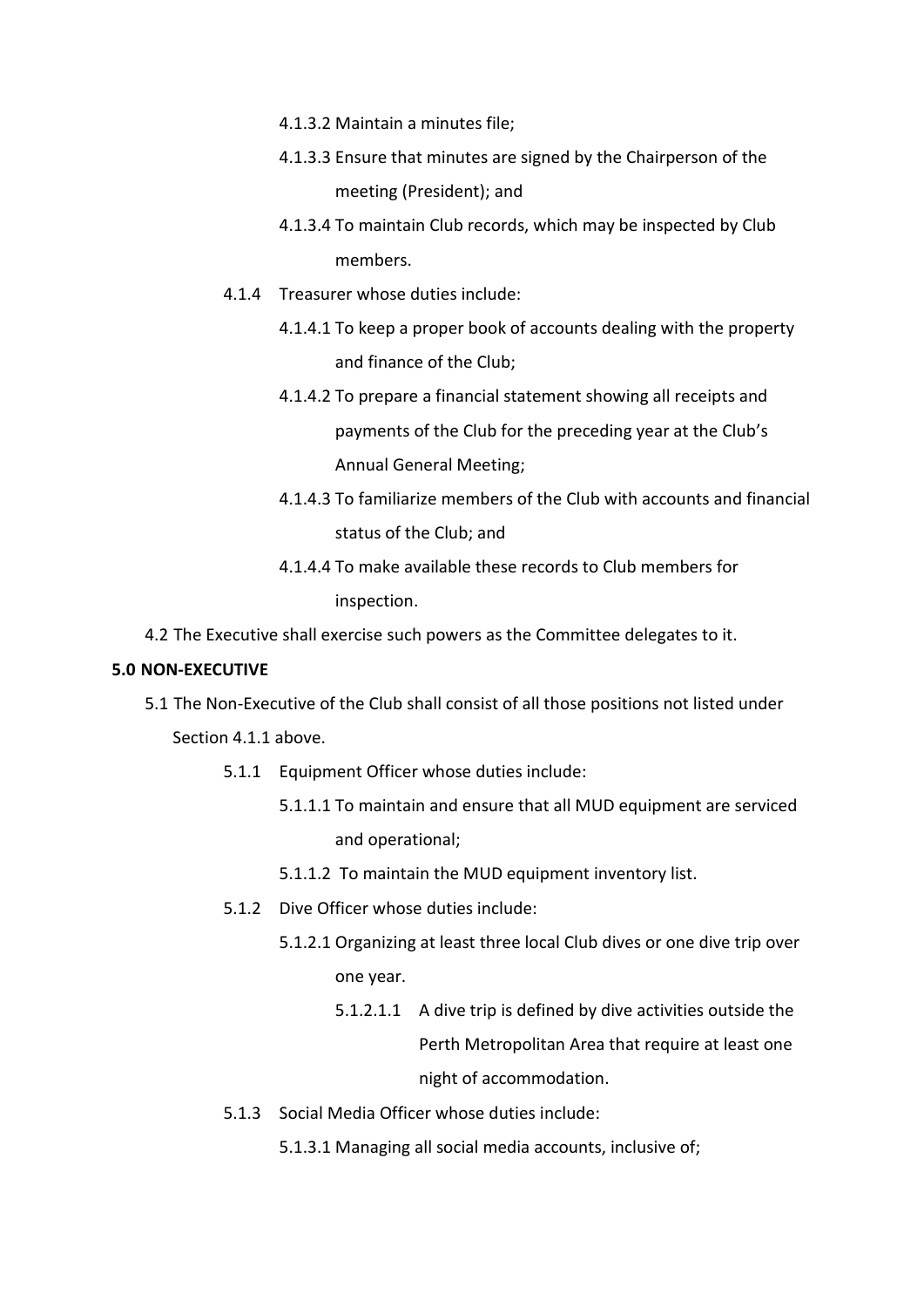- 4.1.3.2 Maintain a minutes file;
- 4.1.3.3 Ensure that minutes are signed by the Chairperson of the meeting (President); and
- 4.1.3.4 To maintain Club records, which may be inspected by Club members.

4.1.4 Treasurer whose duties include:

- 4.1.4.1 To keep a proper book of accounts dealing with the property and finance of the Club;
- 4.1.4.2 To prepare a financial statement showing all receipts and payments of the Club for the preceding year at the Club's Annual General Meeting;
- 4.1.4.3 To familiarize members of the Club with accounts and financial status of the Club; and
- 4.1.4.4 To make available these records to Club members for inspection.

4.2 The Executive shall exercise such powers as the Committee delegates to it.

**5.0 NON-EXECUTIVE**

5.1 The Non-Executive of the Club shall consist of all those positions not listed under Section 4.1.1 above.

5.1.1 Equipment Officer whose duties include:

- 5.1.1.1 To maintain and ensure that all MUD equipment are serviced and operational;
- 5.1.1.2 To maintain the MUD equipment inventory list.

5.1.2 Dive Officer whose duties include:

- 5.1.2.1 Organizing at least three local Club dives or one dive trip over one year.
  - 5.1.2.1.1 A dive trip is defined by dive activities outside the Perth Metropolitan Area that require at least one night of accommodation.

5.1.3 Social Media Officer whose duties include:

- 5.1.3.1 Managing all social media accounts, inclusive of;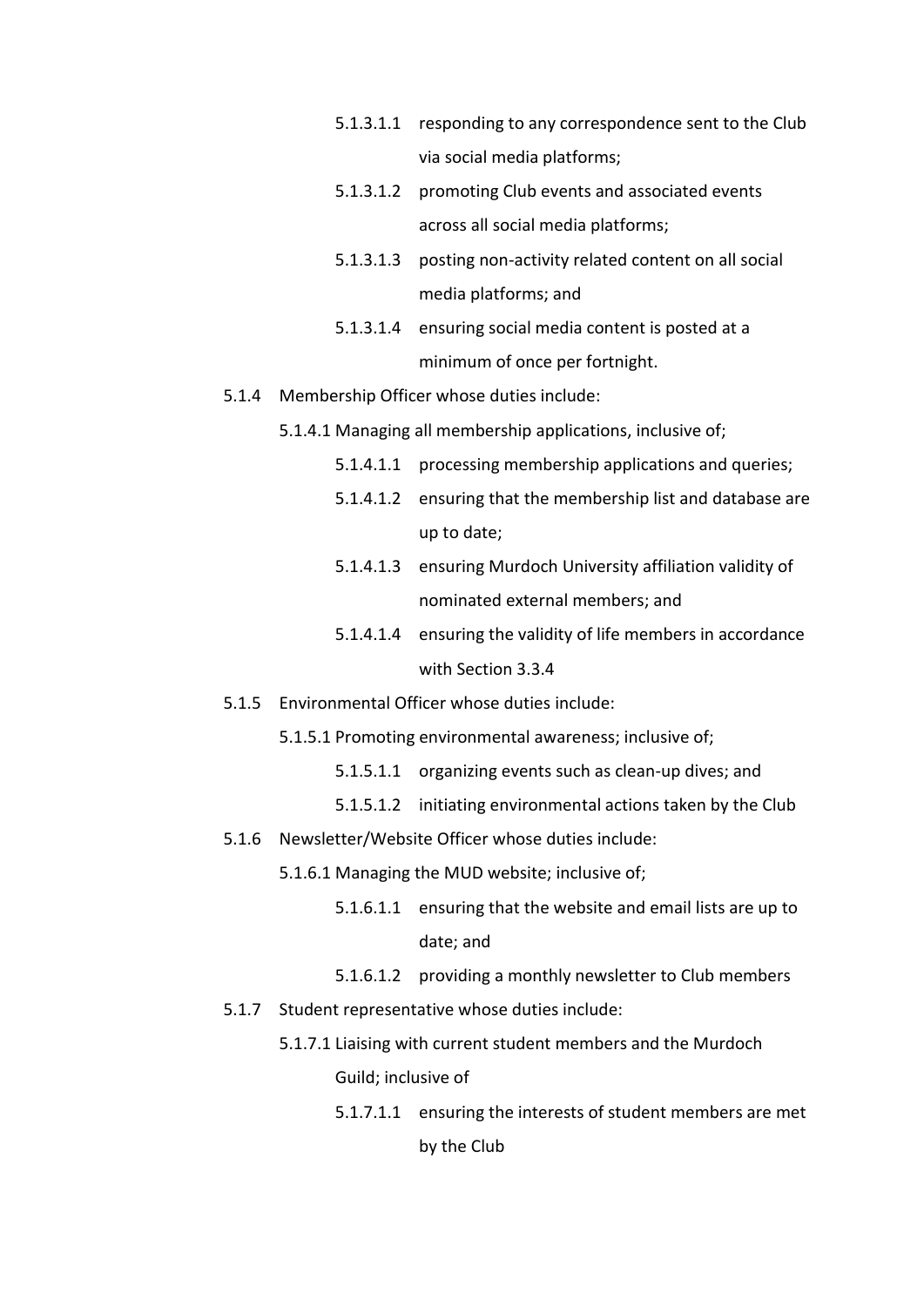- 5.1.3.1.1 responding to any correspondence sent to the Club via social media platforms;
- 5.1.3.1.2 promoting Club events and associated events across all social media platforms;
- 5.1.3.1.3 posting non-activity related content on all social media platforms; and
- 5.1.3.1.4 ensuring social media content is posted at a minimum of once per fortnight.

5.1.4 Membership Officer whose duties include:

5.1.4.1 Managing all membership applications, inclusive of;

- 5.1.4.1.1 processing membership applications and queries;
- 5.1.4.1.2 ensuring that the membership list and database are up to date;
- 5.1.4.1.3 ensuring Murdoch University affiliation validity of nominated external members; and
- 5.1.4.1.4 ensuring the validity of life members in accordance with Section 3.3.4

5.1.5 Environmental Officer whose duties include:

5.1.5.1 Promoting environmental awareness; inclusive of;

- 5.1.5.1.1 organizing events such as clean-up dives; and
- 5.1.5.1.2 initiating environmental actions taken by the Club

5.1.6 Newsletter/Website Officer whose duties include:

5.1.6.1 Managing the MUD website; inclusive of;

- 5.1.6.1.1 ensuring that the website and email lists are up to date; and
- 5.1.6.1.2 providing a monthly newsletter to Club members

5.1.7 Student representative whose duties include:

5.1.7.1 Liaising with current student members and the Murdoch Guild; inclusive of

- 5.1.7.1.1 ensuring the interests of student members are met by the Club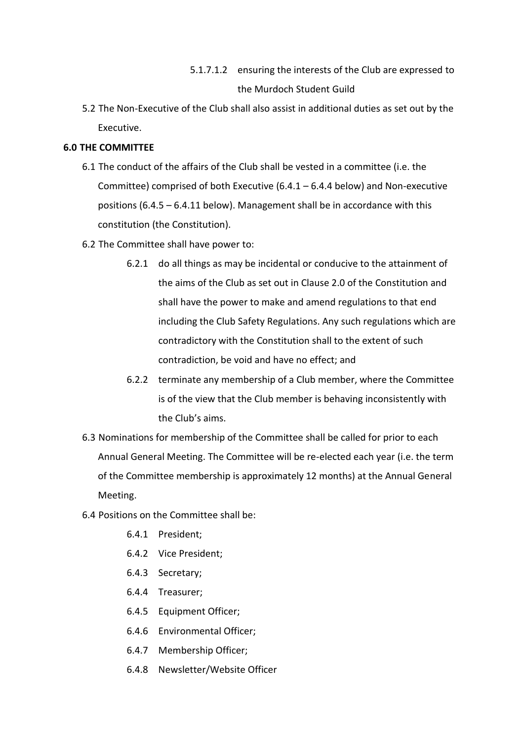5.1.7.1.2 ensuring the interests of the Club are expressed to the Murdoch Student Guild

5.2 The Non-Executive of the Club shall also assist in additional duties as set out by the Executive.

**6.0 THE COMMITTEE**

6.1 The conduct of the affairs of the Club shall be vested in a committee (i.e. the Committee) comprised of both Executive (6.4.1 – 6.4.4 below) and Non-executive positions (6.4.5 – 6.4.11 below). Management shall be in accordance with this constitution (the Constitution).

6.2 The Committee shall have power to:

6.2.1 do all things as may be incidental or conducive to the attainment of the aims of the Club as set out in Clause 2.0 of the Constitution and shall have the power to make and amend regulations to that end including the Club Safety Regulations. Any such regulations which are contradictory with the Constitution shall to the extent of such contradiction, be void and have no effect; and

6.2.2 terminate any membership of a Club member, where the Committee is of the view that the Club member is behaving inconsistently with the Club's aims.

6.3 Nominations for membership of the Committee shall be called for prior to each Annual General Meeting. The Committee will be re-elected each year (i.e. the term of the Committee membership is approximately 12 months) at the Annual General Meeting.

6.4 Positions on the Committee shall be:

6.4.1 President;

6.4.2 Vice President;

6.4.3 Secretary;

6.4.4 Treasurer;

6.4.5 Equipment Officer;

6.4.6 Environmental Officer;

6.4.7 Membership Officer;

6.4.8 Newsletter/Website Officer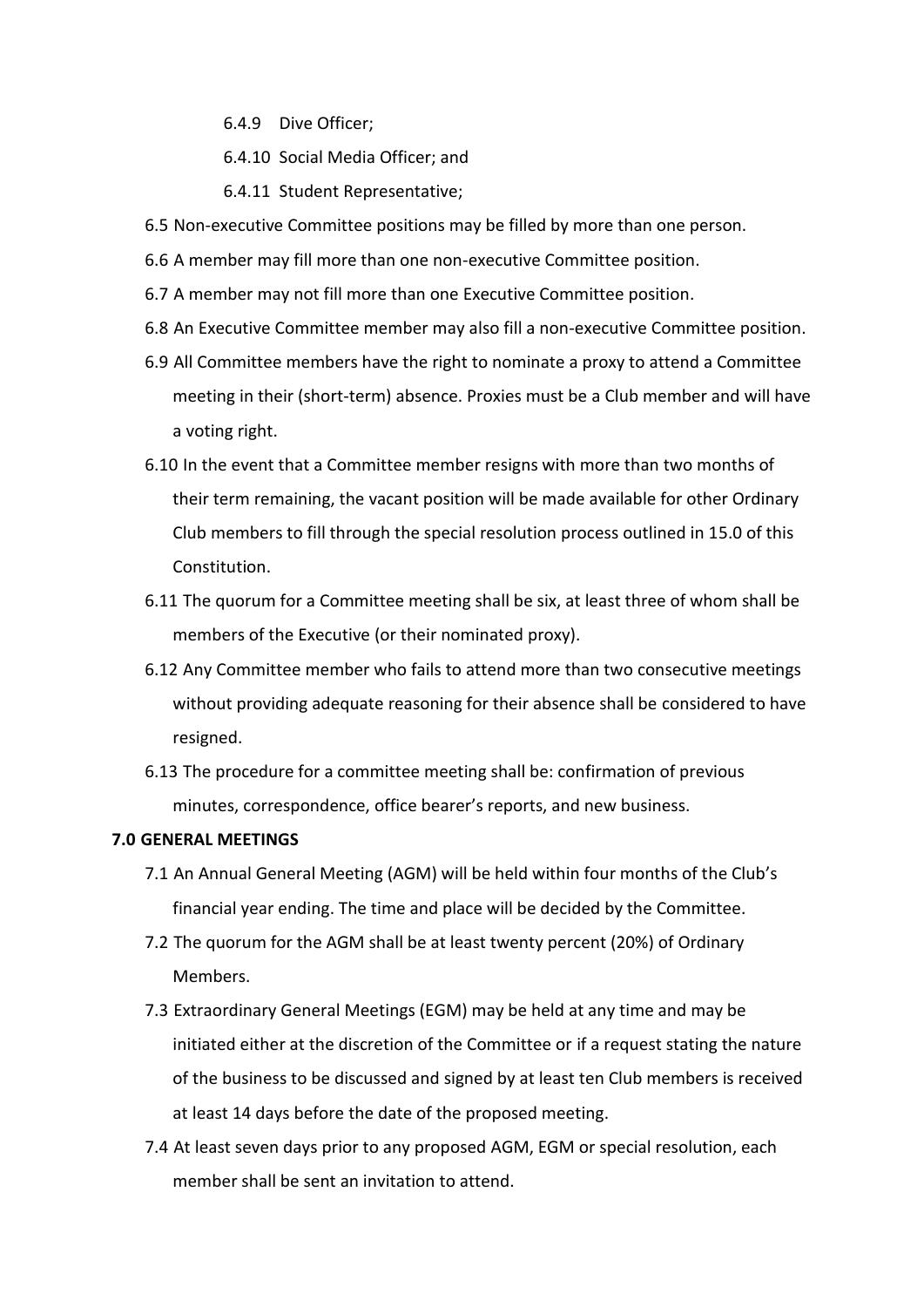- 6.4.9 Dive Officer;
   - 6.4.10 Social Media Officer; and
   - 6.4.11 Student Representative;

6.5 Non-executive Committee positions may be filled by more than one person.

6.6 A member may fill more than one non-executive Committee position.

6.7 A member may not fill more than one Executive Committee position.

6.8 An Executive Committee member may also fill a non-executive Committee position.

6.9 All Committee members have the right to nominate a proxy to attend a Committee meeting in their (short-term) absence. Proxies must be a Club member and will have a voting right.

6.10 In the event that a Committee member resigns with more than two months of their term remaining, the vacant position will be made available for other Ordinary Club members to fill through the special resolution process outlined in 15.0 of this Constitution.

6.11 The quorum for a Committee meeting shall be six, at least three of whom shall be members of the Executive (or their nominated proxy).

6.12 Any Committee member who fails to attend more than two consecutive meetings without providing adequate reasoning for their absence shall be considered to have resigned.

6.13 The procedure for a committee meeting shall be: confirmation of previous minutes, correspondence, office bearer's reports, and new business.

**7.0 GENERAL MEETINGS**

7.1 An Annual General Meeting (AGM) will be held within four months of the Club's financial year ending. The time and place will be decided by the Committee.

7.2 The quorum for the AGM shall be at least twenty percent (20%) of Ordinary Members.

7.3 Extraordinary General Meetings (EGM) may be held at any time and may be initiated either at the discretion of the Committee or if a request stating the nature of the business to be discussed and signed by at least ten Club members is received at least 14 days before the date of the proposed meeting.

7.4 At least seven days prior to any proposed AGM, EGM or special resolution, each member shall be sent an invitation to attend.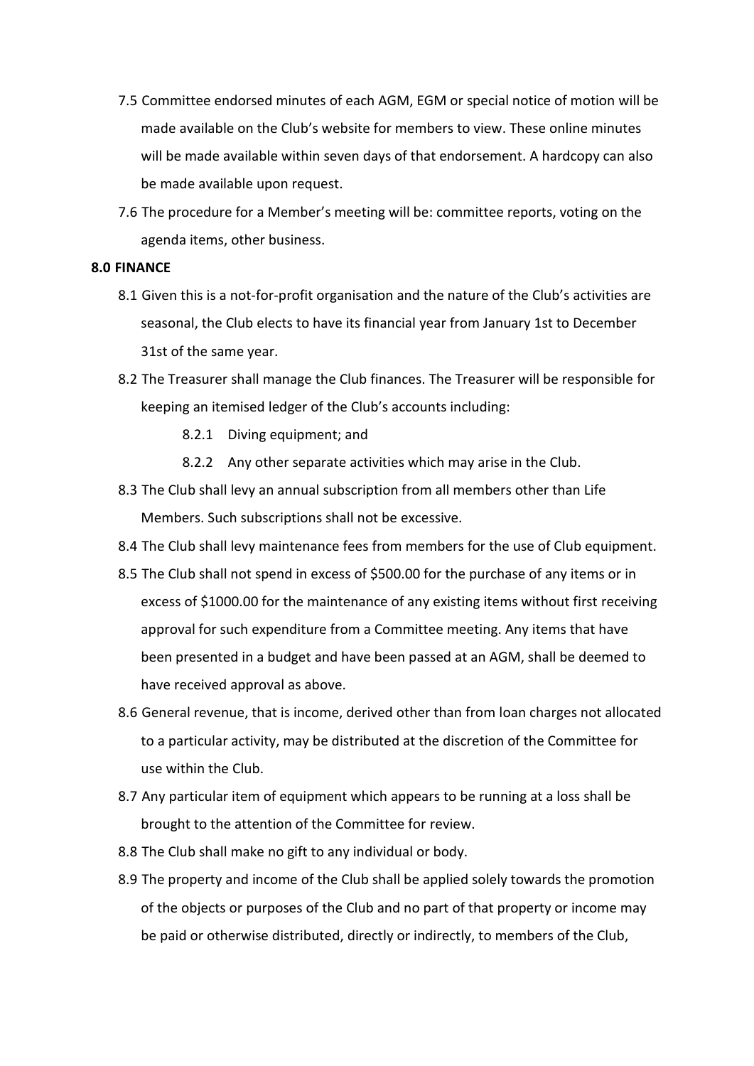7.5 Committee endorsed minutes of each AGM, EGM or special notice of motion will be made available on the Club's website for members to view. These online minutes will be made available within seven days of that endorsement. A hardcopy can also be made available upon request.

7.6 The procedure for a Member's meeting will be: committee reports, voting on the agenda items, other business.

**8.0 FINANCE**

8.1 Given this is a not-for-profit organisation and the nature of the Club's activities are seasonal, the Club elects to have its financial year from January 1st to December 31st of the same year.

8.2 The Treasurer shall manage the Club finances. The Treasurer will be responsible for keeping an itemised ledger of the Club's accounts including:

- 8.2.1 Diving equipment; and
- 8.2.2 Any other separate activities which may arise in the Club.

8.3 The Club shall levy an annual subscription from all members other than Life Members. Such subscriptions shall not be excessive.

8.4 The Club shall levy maintenance fees from members for the use of Club equipment.

8.5 The Club shall not spend in excess of $500.00 for the purchase of any items or in excess of $1000.00 for the maintenance of any existing items without first receiving approval for such expenditure from a Committee meeting. Any items that have been presented in a budget and have been passed at an AGM, shall be deemed to have received approval as above.

8.6 General revenue, that is income, derived other than from loan charges not allocated to a particular activity, may be distributed at the discretion of the Committee for use within the Club.

8.7 Any particular item of equipment which appears to be running at a loss shall be brought to the attention of the Committee for review.

8.8 The Club shall make no gift to any individual or body.

8.9 The property and income of the Club shall be applied solely towards the promotion of the objects or purposes of the Club and no part of that property or income may be paid or otherwise distributed, directly or indirectly, to members of the Club,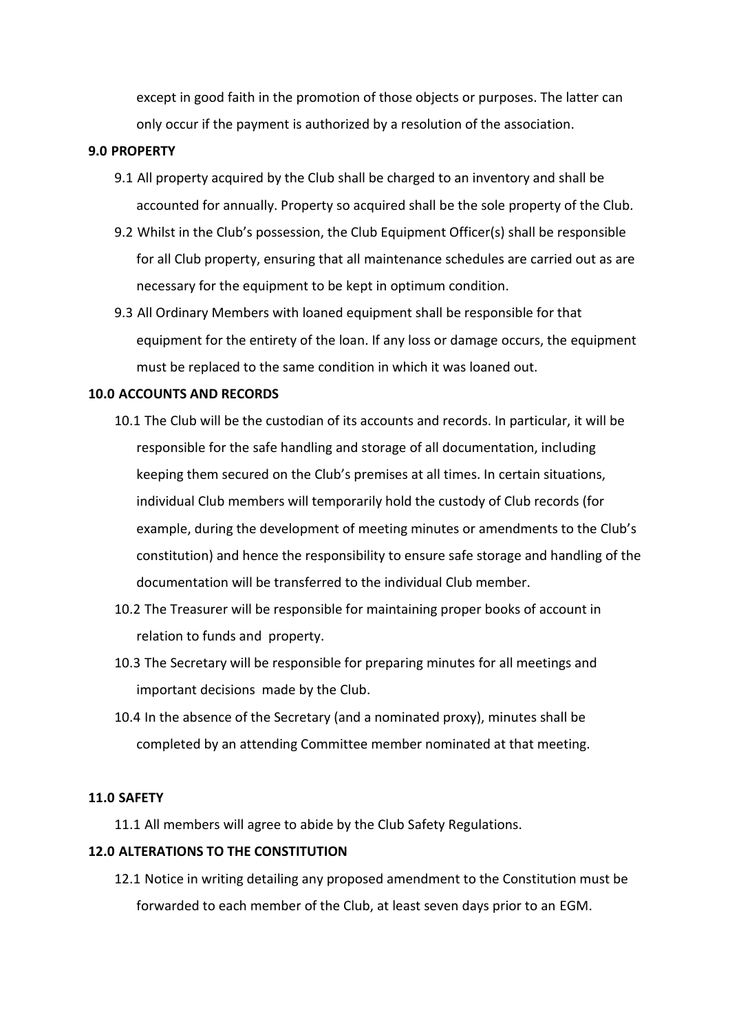except in good faith in the promotion of those objects or purposes. The latter can only occur if the payment is authorized by a resolution of the association.

**9.0 PROPERTY**

9.1 All property acquired by the Club shall be charged to an inventory and shall be accounted for annually. Property so acquired shall be the sole property of the Club.

9.2 Whilst in the Club's possession, the Club Equipment Officer(s) shall be responsible for all Club property, ensuring that all maintenance schedules are carried out as are necessary for the equipment to be kept in optimum condition.

9.3 All Ordinary Members with loaned equipment shall be responsible for that equipment for the entirety of the loan. If any loss or damage occurs, the equipment must be replaced to the same condition in which it was loaned out.

**10.0 ACCOUNTS AND RECORDS**

10.1 The Club will be the custodian of its accounts and records. In particular, it will be responsible for the safe handling and storage of all documentation, including keeping them secured on the Club's premises at all times. In certain situations, individual Club members will temporarily hold the custody of Club records (for example, during the development of meeting minutes or amendments to the Club's constitution) and hence the responsibility to ensure safe storage and handling of the documentation will be transferred to the individual Club member.

10.2 The Treasurer will be responsible for maintaining proper books of account in relation to funds and property.

10.3 The Secretary will be responsible for preparing minutes for all meetings and important decisions made by the Club.

10.4 In the absence of the Secretary (and a nominated proxy), minutes shall be completed by an attending Committee member nominated at that meeting.

**11.0 SAFETY**

11.1 All members will agree to abide by the Club Safety Regulations.

**12.0 ALTERATIONS TO THE CONSTITUTION**

12.1 Notice in writing detailing any proposed amendment to the Constitution must be forwarded to each member of the Club, at least seven days prior to an EGM.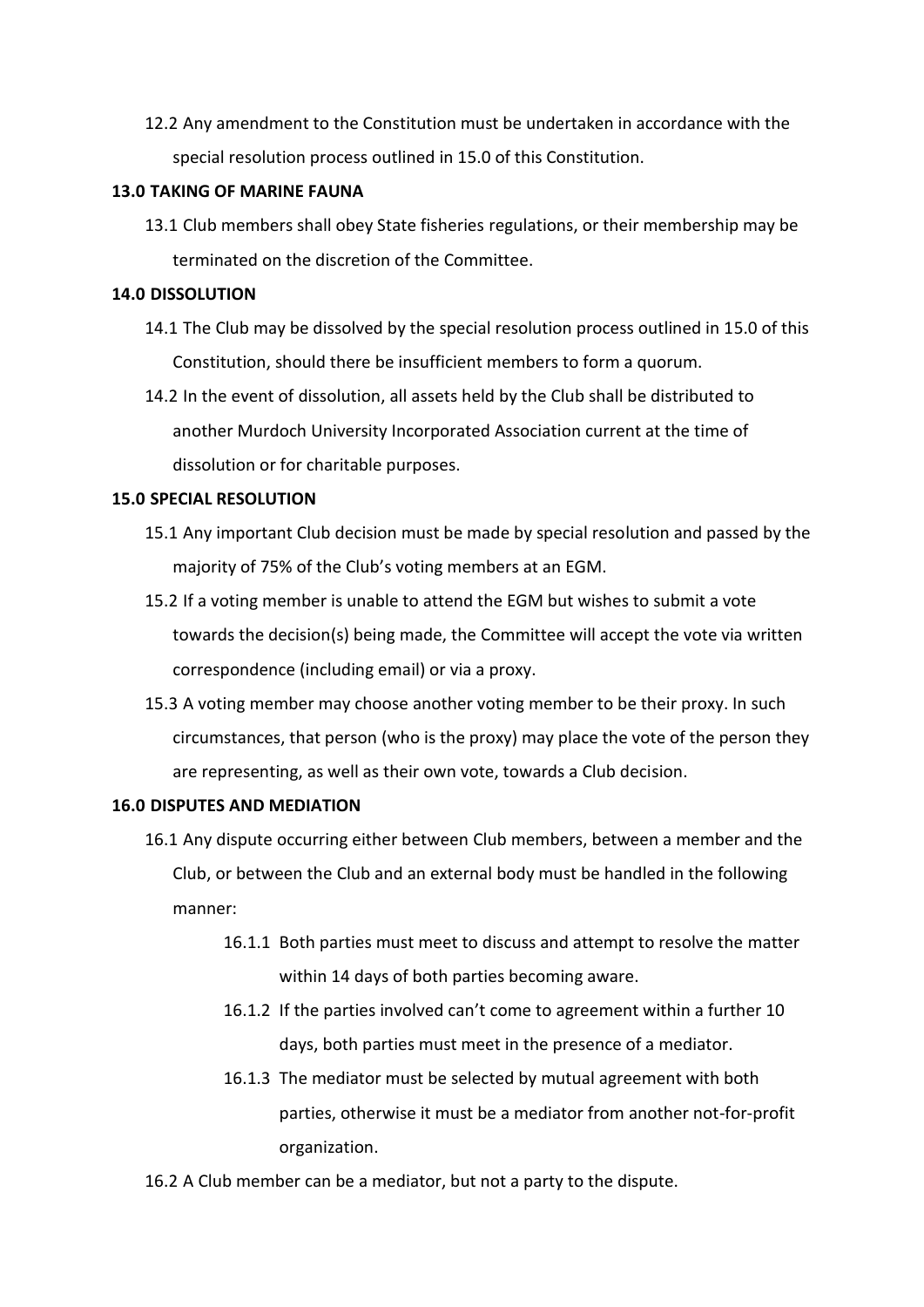12.2 Any amendment to the Constitution must be undertaken in accordance with the special resolution process outlined in 15.0 of this Constitution.

**13.0 TAKING OF MARINE FAUNA**

13.1 Club members shall obey State fisheries regulations, or their membership may be terminated on the discretion of the Committee.

**14.0 DISSOLUTION**

14.1 The Club may be dissolved by the special resolution process outlined in 15.0 of this Constitution, should there be insufficient members to form a quorum.

14.2 In the event of dissolution, all assets held by the Club shall be distributed to another Murdoch University Incorporated Association current at the time of dissolution or for charitable purposes.

**15.0 SPECIAL RESOLUTION**

15.1 Any important Club decision must be made by special resolution and passed by the majority of 75% of the Club's voting members at an EGM.

15.2 If a voting member is unable to attend the EGM but wishes to submit a vote towards the decision(s) being made, the Committee will accept the vote via written correspondence (including email) or via a proxy.

15.3 A voting member may choose another voting member to be their proxy. In such circumstances, that person (who is the proxy) may place the vote of the person they are representing, as well as their own vote, towards a Club decision.

**16.0 DISPUTES AND MEDIATION**

16.1 Any dispute occurring either between Club members, between a member and the Club, or between the Club and an external body must be handled in the following manner:

16.1.1 Both parties must meet to discuss and attempt to resolve the matter within 14 days of both parties becoming aware.

16.1.2 If the parties involved can't come to agreement within a further 10 days, both parties must meet in the presence of a mediator.

16.1.3 The mediator must be selected by mutual agreement with both parties, otherwise it must be a mediator from another not-for-profit organization.

16.2 A Club member can be a mediator, but not a party to the dispute.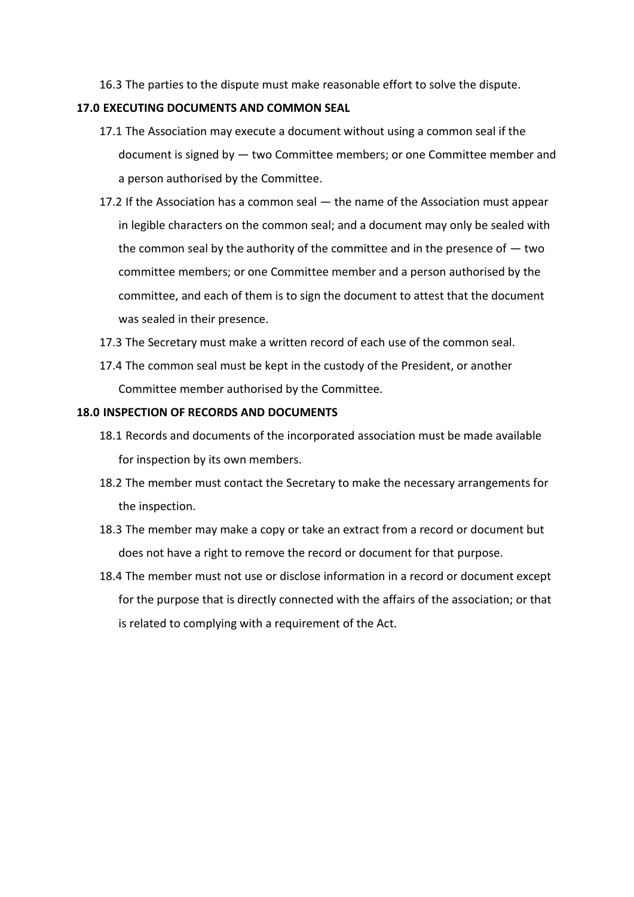16.3 The parties to the dispute must make reasonable effort to solve the dispute.

**17.0 EXECUTING DOCUMENTS AND COMMON SEAL**

17.1 The Association may execute a document without using a common seal if the document is signed by — two Committee members; or one Committee member and a person authorised by the Committee.

17.2 If the Association has a common seal — the name of the Association must appear in legible characters on the common seal; and a document may only be sealed with the common seal by the authority of the committee and in the presence of — two committee members; or one Committee member and a person authorised by the committee, and each of them is to sign the document to attest that the document was sealed in their presence.

17.3 The Secretary must make a written record of each use of the common seal.

17.4 The common seal must be kept in the custody of the President, or another Committee member authorised by the Committee.

**18.0 INSPECTION OF RECORDS AND DOCUMENTS**

18.1 Records and documents of the incorporated association must be made available for inspection by its own members.

18.2 The member must contact the Secretary to make the necessary arrangements for the inspection.

18.3 The member may make a copy or take an extract from a record or document but does not have a right to remove the record or document for that purpose.

18.4 The member must not use or disclose information in a record or document except for the purpose that is directly connected with the affairs of the association; or that is related to complying with a requirement of the Act.